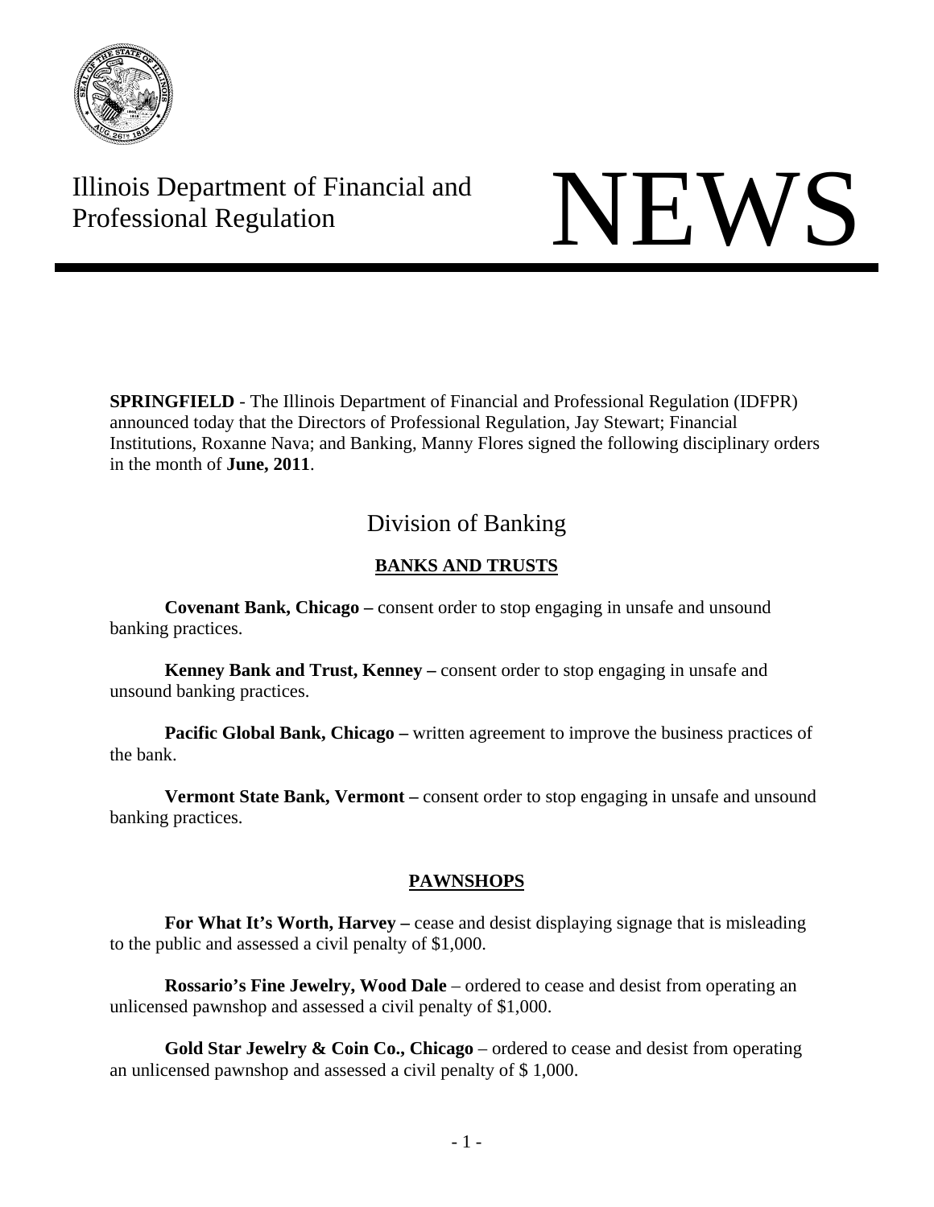Illinois Department of Financial and Professional Regulation

# NEWS

**SPRINGFIELD** - The Illinois Department of Financial and Professional Regulation (IDFPR) announced today that the Directors of Professional Regulation, Jay Stewart; Financial Institutions, Roxanne Nava; and Banking, Manny Flores signed the following disciplinary orders in the month of **June, 2011**.

## Division of Banking

### BANKS AND TRUSTS

**Covenant Bank, Chicago –** consent order to stop engaging in unsafe and unsound banking practices.

**Kenney Bank and Trust, Kenney –** consent order to stop engaging in unsafe and unsound banking practices.

**Pacific Global Bank, Chicago –** written agreement to improve the business practices of the bank.

**Vermont State Bank, Vermont –** consent order to stop engaging in unsafe and unsound banking practices.

### PAWNSHOPS

**For What It's Worth, Harvey –** cease and desist displaying signage that is misleading to the public and assessed a civil penalty of $1,000.

**Rossario's Fine Jewelry, Wood Dale** – ordered to cease and desist from operating an unlicensed pawnshop and assessed a civil penalty of $1,000.

**Gold Star Jewelry & Coin Co., Chicago** – ordered to cease and desist from operating an unlicensed pawnshop and assessed a civil penalty of $ 1,000.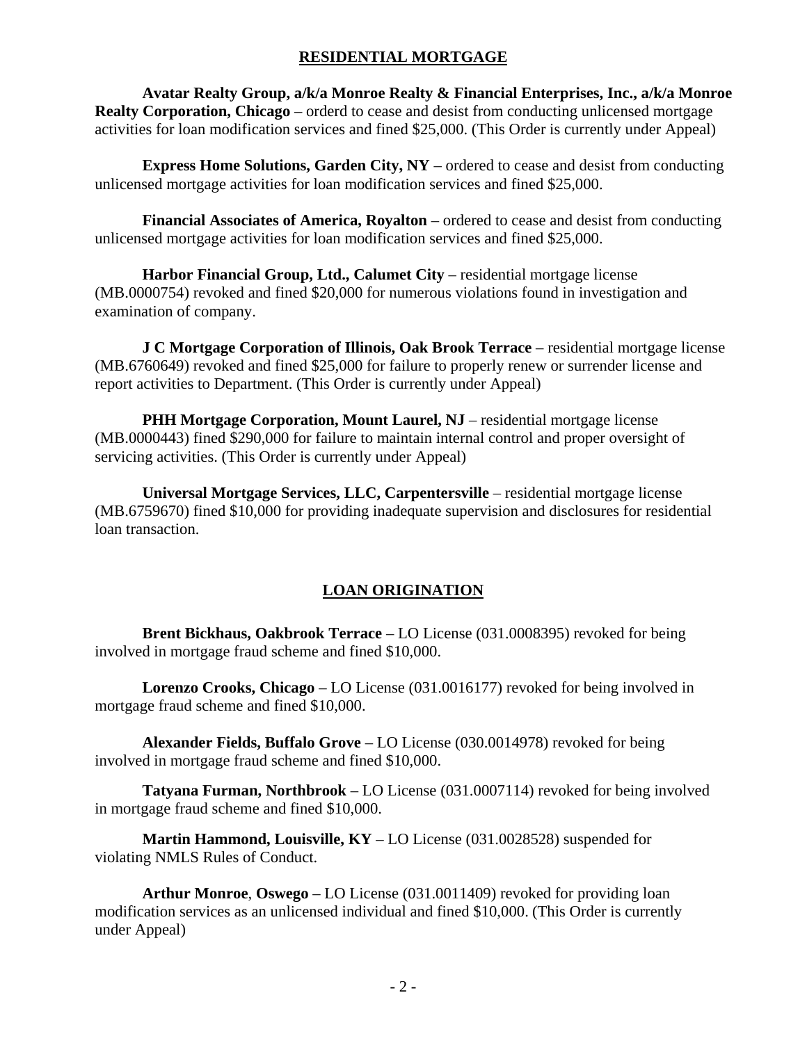## RESIDENTIAL MORTGAGE

**Avatar Realty Group, a/k/a Monroe Realty & Financial Enterprises, Inc., a/k/a Monroe Realty Corporation, Chicago** – orderd to cease and desist from conducting unlicensed mortgage activities for loan modification services and fined $25,000. (This Order is currently under Appeal)

**Express Home Solutions, Garden City, NY** – ordered to cease and desist from conducting unlicensed mortgage activities for loan modification services and fined $25,000.

**Financial Associates of America, Royalton** – ordered to cease and desist from conducting unlicensed mortgage activities for loan modification services and fined $25,000.

**Harbor Financial Group, Ltd., Calumet City** – residential mortgage license (MB.0000754) revoked and fined $20,000 for numerous violations found in investigation and examination of company.

**J C Mortgage Corporation of Illinois, Oak Brook Terrace** – residential mortgage license (MB.6760649) revoked and fined $25,000 for failure to properly renew or surrender license and report activities to Department. (This Order is currently under Appeal)

**PHH Mortgage Corporation, Mount Laurel, NJ** – residential mortgage license (MB.0000443) fined $290,000 for failure to maintain internal control and proper oversight of servicing activities. (This Order is currently under Appeal)

**Universal Mortgage Services, LLC, Carpentersville** – residential mortgage license (MB.6759670) fined $10,000 for providing inadequate supervision and disclosures for residential loan transaction.

## LOAN ORIGINATION

**Brent Bickhaus, Oakbrook Terrace** – LO License (031.0008395) revoked for being involved in mortgage fraud scheme and fined $10,000.

**Lorenzo Crooks, Chicago** – LO License (031.0016177) revoked for being involved in mortgage fraud scheme and fined $10,000.

**Alexander Fields, Buffalo Grove** – LO License (030.0014978) revoked for being involved in mortgage fraud scheme and fined $10,000.

**Tatyana Furman, Northbrook** – LO License (031.0007114) revoked for being involved in mortgage fraud scheme and fined $10,000.

**Martin Hammond, Louisville, KY** – LO License (031.0028528) suspended for violating NMLS Rules of Conduct.

**Arthur Monroe**, **Oswego** – LO License (031.0011409) revoked for providing loan modification services as an unlicensed individual and fined $10,000. (This Order is currently under Appeal)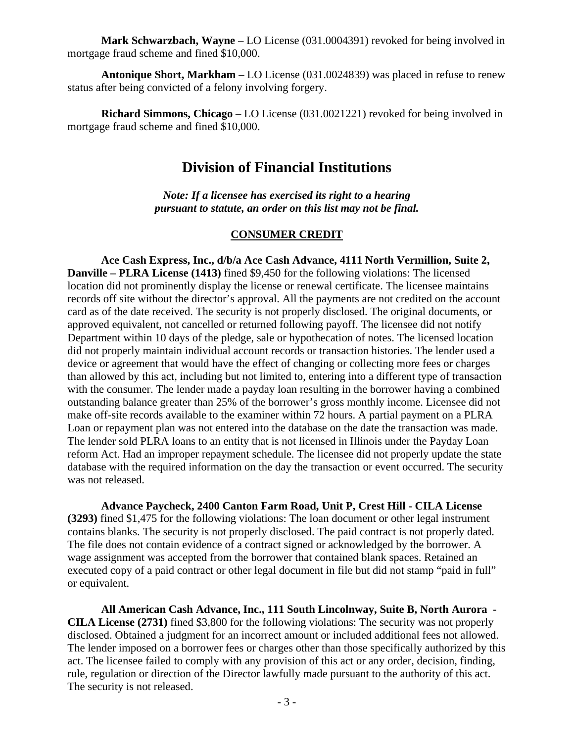**Mark Schwarzbach, Wayne** – LO License (031.0004391) revoked for being involved in mortgage fraud scheme and fined $10,000.

**Antonique Short, Markham** – LO License (031.0024839) was placed in refuse to renew status after being convicted of a felony involving forgery.

**Richard Simmons, Chicago** – LO License (031.0021221) revoked for being involved in mortgage fraud scheme and fined $10,000.

# Division of Financial Institutions

***Note: If a licensee has exercised its right to a hearing pursuant to statute, an order on this list may not be final.***

## CONSUMER CREDIT

**Ace Cash Express, Inc., d/b/a Ace Cash Advance, 4111 North Vermillion, Suite 2, Danville – PLRA License (1413)** fined $9,450 for the following violations: The licensed location did not prominently display the license or renewal certificate. The licensee maintains records off site without the director's approval. All the payments are not credited on the account card as of the date received. The security is not properly disclosed. The original documents, or approved equivalent, not cancelled or returned following payoff. The licensee did not notify Department within 10 days of the pledge, sale or hypothecation of notes. The licensed location did not properly maintain individual account records or transaction histories. The lender used a device or agreement that would have the effect of changing or collecting more fees or charges than allowed by this act, including but not limited to, entering into a different type of transaction with the consumer. The lender made a payday loan resulting in the borrower having a combined outstanding balance greater than 25% of the borrower's gross monthly income. Licensee did not make off-site records available to the examiner within 72 hours. A partial payment on a PLRA Loan or repayment plan was not entered into the database on the date the transaction was made. The lender sold PLRA loans to an entity that is not licensed in Illinois under the Payday Loan reform Act. Had an improper repayment schedule. The licensee did not properly update the state database with the required information on the day the transaction or event occurred. The security was not released.

**Advance Paycheck, 2400 Canton Farm Road, Unit P, Crest Hill - CILA License (3293)** fined $1,475 for the following violations: The loan document or other legal instrument contains blanks. The security is not properly disclosed. The paid contract is not properly dated. The file does not contain evidence of a contract signed or acknowledged by the borrower. A wage assignment was accepted from the borrower that contained blank spaces. Retained an executed copy of a paid contract or other legal document in file but did not stamp "paid in full" or equivalent.

**All American Cash Advance, Inc., 111 South Lincolnway, Suite B, North Aurora - CILA License (2731)** fined $3,800 for the following violations: The security was not properly disclosed. Obtained a judgment for an incorrect amount or included additional fees not allowed. The lender imposed on a borrower fees or charges other than those specifically authorized by this act. The licensee failed to comply with any provision of this act or any order, decision, finding, rule, regulation or direction of the Director lawfully made pursuant to the authority of this act. The security is not released.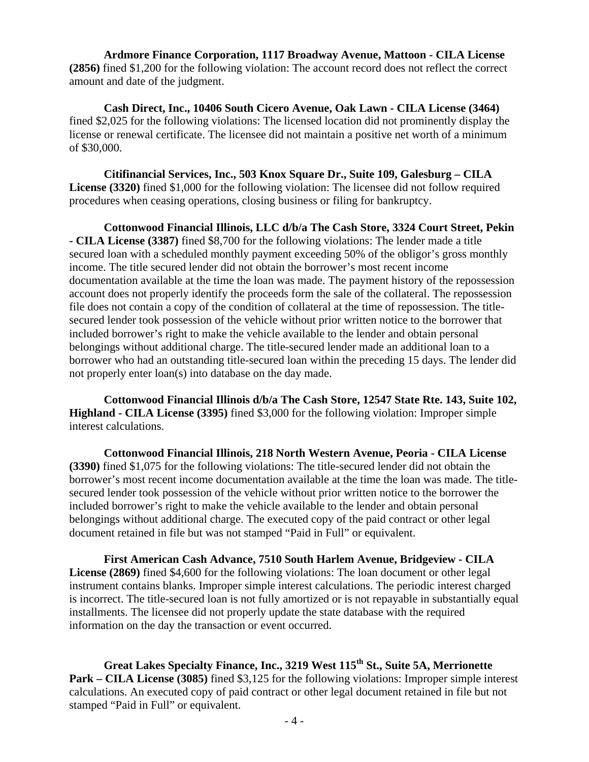**Ardmore Finance Corporation, 1117 Broadway Avenue, Mattoon - CILA License (2856)** fined $1,200 for the following violation: The account record does not reflect the correct amount and date of the judgment.

**Cash Direct, Inc., 10406 South Cicero Avenue, Oak Lawn - CILA License (3464)** fined $2,025 for the following violations: The licensed location did not prominently display the license or renewal certificate. The licensee did not maintain a positive net worth of a minimum of $30,000.

**Citifinancial Services, Inc., 503 Knox Square Dr., Suite 109, Galesburg – CILA License (3320)** fined $1,000 for the following violation: The licensee did not follow required procedures when ceasing operations, closing business or filing for bankruptcy.

**Cottonwood Financial Illinois, LLC d/b/a The Cash Store, 3324 Court Street, Pekin - CILA License (3387)** fined $8,700 for the following violations: The lender made a title secured loan with a scheduled monthly payment exceeding 50% of the obligor's gross monthly income. The title secured lender did not obtain the borrower's most recent income documentation available at the time the loan was made. The payment history of the repossession account does not properly identify the proceeds form the sale of the collateral. The repossession file does not contain a copy of the condition of collateral at the time of repossession. The title-secured lender took possession of the vehicle without prior written notice to the borrower that included borrower's right to make the vehicle available to the lender and obtain personal belongings without additional charge. The title-secured lender made an additional loan to a borrower who had an outstanding title-secured loan within the preceding 15 days. The lender did not properly enter loan(s) into database on the day made.

**Cottonwood Financial Illinois d/b/a The Cash Store, 12547 State Rte. 143, Suite 102, Highland - CILA License (3395)** fined $3,000 for the following violation: Improper simple interest calculations.

**Cottonwood Financial Illinois, 218 North Western Avenue, Peoria - CILA License (3390)** fined $1,075 for the following violations: The title-secured lender did not obtain the borrower's most recent income documentation available at the time the loan was made. The title-secured lender took possession of the vehicle without prior written notice to the borrower the included borrower's right to make the vehicle available to the lender and obtain personal belongings without additional charge. The executed copy of the paid contract or other legal document retained in file but was not stamped "Paid in Full" or equivalent.

**First American Cash Advance, 7510 South Harlem Avenue, Bridgeview - CILA License (2869)** fined $4,600 for the following violations: The loan document or other legal instrument contains blanks. Improper simple interest calculations. The periodic interest charged is incorrect. The title-secured loan is not fully amortized or is not repayable in substantially equal installments. The licensee did not properly update the state database with the required information on the day the transaction or event occurred.

**Great Lakes Specialty Finance, Inc., 3219 West 115th St., Suite 5A, Merrionette Park – CILA License (3085)** fined $3,125 for the following violations: Improper simple interest calculations. An executed copy of paid contract or other legal document retained in file but not stamped "Paid in Full" or equivalent.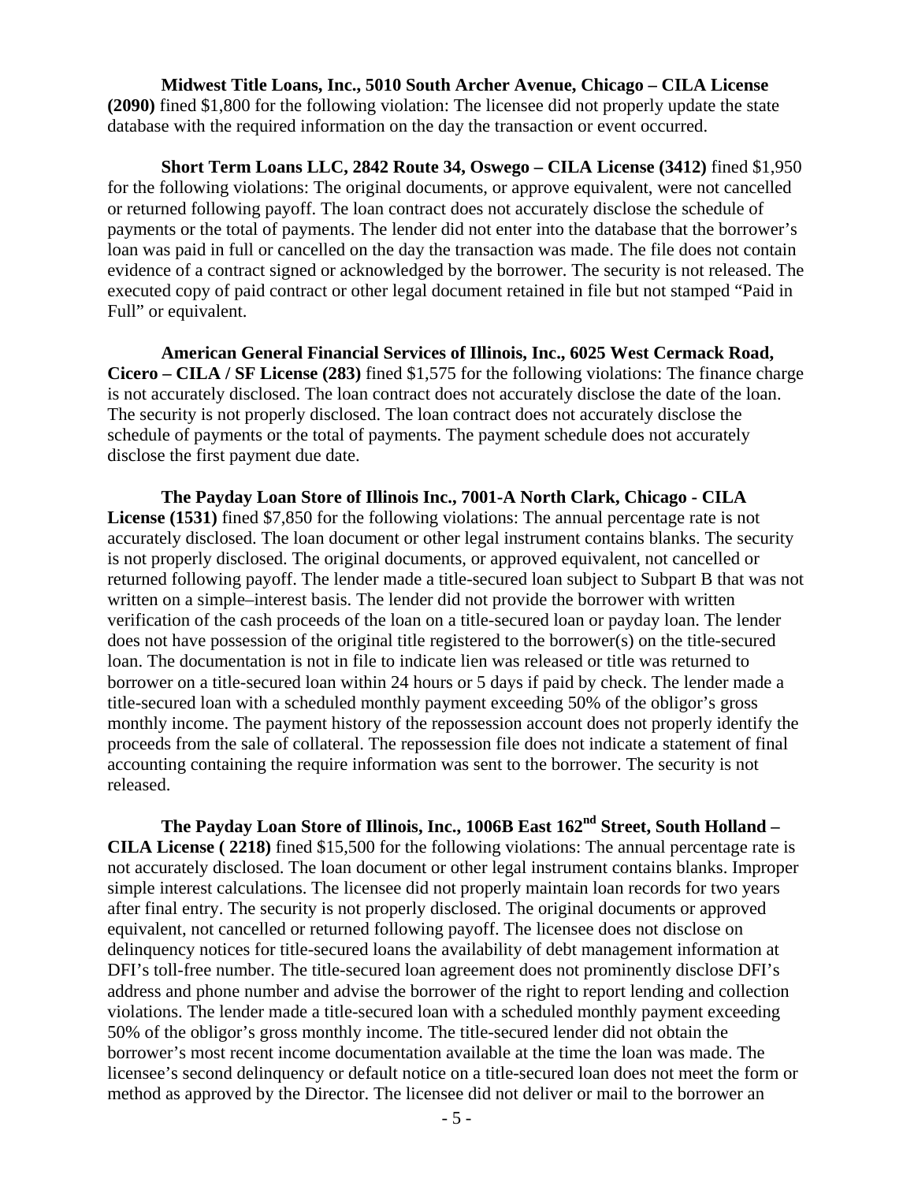**Midwest Title Loans, Inc., 5010 South Archer Avenue, Chicago – CILA License (2090)** fined $1,800 for the following violation: The licensee did not properly update the state database with the required information on the day the transaction or event occurred.

**Short Term Loans LLC, 2842 Route 34, Oswego – CILA License (3412)** fined $1,950 for the following violations: The original documents, or approve equivalent, were not cancelled or returned following payoff. The loan contract does not accurately disclose the schedule of payments or the total of payments. The lender did not enter into the database that the borrower's loan was paid in full or cancelled on the day the transaction was made. The file does not contain evidence of a contract signed or acknowledged by the borrower. The security is not released. The executed copy of paid contract or other legal document retained in file but not stamped "Paid in Full" or equivalent.

**American General Financial Services of Illinois, Inc., 6025 West Cermack Road, Cicero – CILA / SF License (283)** fined $1,575 for the following violations: The finance charge is not accurately disclosed. The loan contract does not accurately disclose the date of the loan. The security is not properly disclosed. The loan contract does not accurately disclose the schedule of payments or the total of payments. The payment schedule does not accurately disclose the first payment due date.

**The Payday Loan Store of Illinois Inc., 7001-A North Clark, Chicago - CILA License (1531)** fined $7,850 for the following violations: The annual percentage rate is not accurately disclosed. The loan document or other legal instrument contains blanks. The security is not properly disclosed. The original documents, or approved equivalent, not cancelled or returned following payoff. The lender made a title-secured loan subject to Subpart B that was not written on a simple–interest basis. The lender did not provide the borrower with written verification of the cash proceeds of the loan on a title-secured loan or payday loan. The lender does not have possession of the original title registered to the borrower(s) on the title-secured loan. The documentation is not in file to indicate lien was released or title was returned to borrower on a title-secured loan within 24 hours or 5 days if paid by check. The lender made a title-secured loan with a scheduled monthly payment exceeding 50% of the obligor's gross monthly income. The payment history of the repossession account does not properly identify the proceeds from the sale of collateral. The repossession file does not indicate a statement of final accounting containing the require information was sent to the borrower. The security is not released.

**The Payday Loan Store of Illinois, Inc., 1006B East 162nd Street, South Holland – CILA License ( 2218)** fined $15,500 for the following violations: The annual percentage rate is not accurately disclosed. The loan document or other legal instrument contains blanks. Improper simple interest calculations. The licensee did not properly maintain loan records for two years after final entry. The security is not properly disclosed. The original documents or approved equivalent, not cancelled or returned following payoff. The licensee does not disclose on delinquency notices for title-secured loans the availability of debt management information at DFI's toll-free number. The title-secured loan agreement does not prominently disclose DFI's address and phone number and advise the borrower of the right to report lending and collection violations. The lender made a title-secured loan with a scheduled monthly payment exceeding 50% of the obligor's gross monthly income. The title-secured lender did not obtain the borrower's most recent income documentation available at the time the loan was made. The licensee's second delinquency or default notice on a title-secured loan does not meet the form or method as approved by the Director. The licensee did not deliver or mail to the borrower an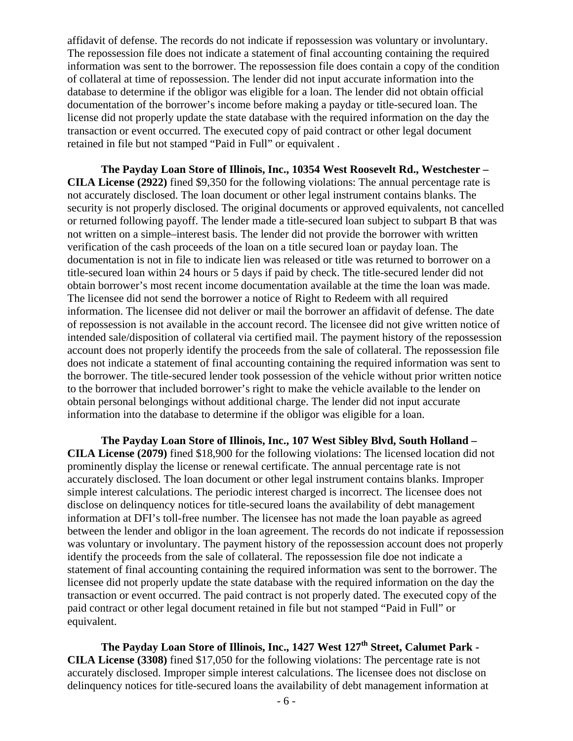affidavit of defense. The records do not indicate if repossession was voluntary or involuntary. The repossession file does not indicate a statement of final accounting containing the required information was sent to the borrower. The repossession file does contain a copy of the condition of collateral at time of repossession. The lender did not input accurate information into the database to determine if the obligor was eligible for a loan. The lender did not obtain official documentation of the borrower's income before making a payday or title-secured loan. The license did not properly update the state database with the required information on the day the transaction or event occurred. The executed copy of paid contract or other legal document retained in file but not stamped "Paid in Full" or equivalent .

**The Payday Loan Store of Illinois, Inc., 10354 West Roosevelt Rd., Westchester – CILA License (2922)** fined $9,350 for the following violations: The annual percentage rate is not accurately disclosed. The loan document or other legal instrument contains blanks. The security is not properly disclosed. The original documents or approved equivalents, not cancelled or returned following payoff. The lender made a title-secured loan subject to subpart B that was not written on a simple–interest basis. The lender did not provide the borrower with written verification of the cash proceeds of the loan on a title secured loan or payday loan. The documentation is not in file to indicate lien was released or title was returned to borrower on a title-secured loan within 24 hours or 5 days if paid by check. The title-secured lender did not obtain borrower's most recent income documentation available at the time the loan was made. The licensee did not send the borrower a notice of Right to Redeem with all required information. The licensee did not deliver or mail the borrower an affidavit of defense. The date of repossession is not available in the account record. The licensee did not give written notice of intended sale/disposition of collateral via certified mail. The payment history of the repossession account does not properly identify the proceeds from the sale of collateral. The repossession file does not indicate a statement of final accounting containing the required information was sent to the borrower. The title-secured lender took possession of the vehicle without prior written notice to the borrower that included borrower's right to make the vehicle available to the lender on obtain personal belongings without additional charge. The lender did not input accurate information into the database to determine if the obligor was eligible for a loan.

**The Payday Loan Store of Illinois, Inc., 107 West Sibley Blvd, South Holland – CILA License (2079)** fined $18,900 for the following violations: The licensed location did not prominently display the license or renewal certificate. The annual percentage rate is not accurately disclosed. The loan document or other legal instrument contains blanks. Improper simple interest calculations. The periodic interest charged is incorrect. The licensee does not disclose on delinquency notices for title-secured loans the availability of debt management information at DFI's toll-free number. The licensee has not made the loan payable as agreed between the lender and obligor in the loan agreement. The records do not indicate if repossession was voluntary or involuntary. The payment history of the repossession account does not properly identify the proceeds from the sale of collateral. The repossession file doe not indicate a statement of final accounting containing the required information was sent to the borrower. The licensee did not properly update the state database with the required information on the day the transaction or event occurred. The paid contract is not properly dated. The executed copy of the paid contract or other legal document retained in file but not stamped "Paid in Full" or equivalent.

**The Payday Loan Store of Illinois, Inc., 1427 West 127th Street, Calumet Park - CILA License (3308)** fined $17,050 for the following violations: The percentage rate is not accurately disclosed. Improper simple interest calculations. The licensee does not disclose on delinquency notices for title-secured loans the availability of debt management information at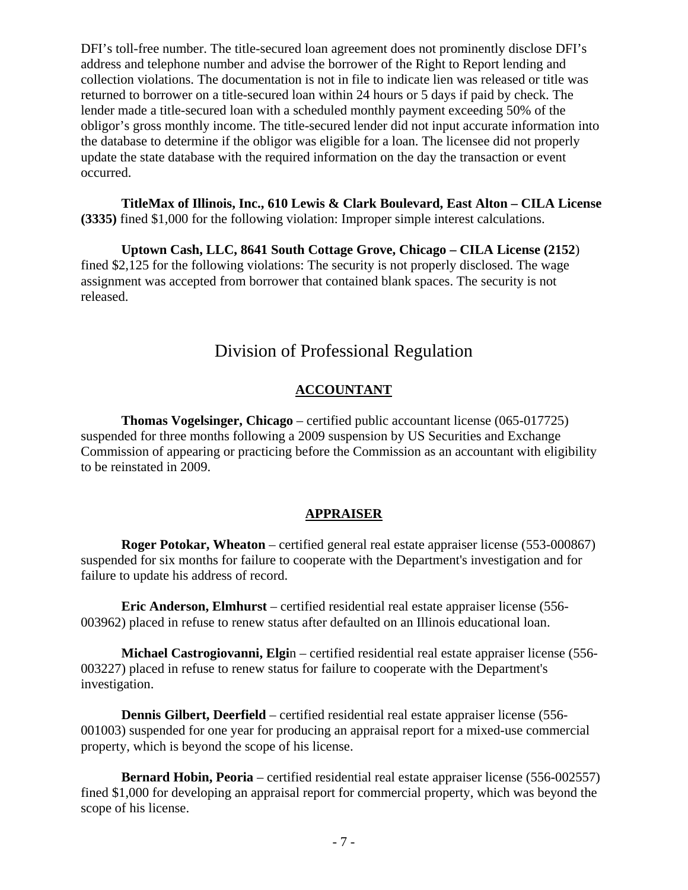DFI's toll-free number. The title-secured loan agreement does not prominently disclose DFI's address and telephone number and advise the borrower of the Right to Report lending and collection violations. The documentation is not in file to indicate lien was released or title was returned to borrower on a title-secured loan within 24 hours or 5 days if paid by check. The lender made a title-secured loan with a scheduled monthly payment exceeding 50% of the obligor's gross monthly income. The title-secured lender did not input accurate information into the database to determine if the obligor was eligible for a loan. The licensee did not properly update the state database with the required information on the day the transaction or event occurred.

**TitleMax of Illinois, Inc., 610 Lewis & Clark Boulevard, East Alton – CILA License (3335)** fined $1,000 for the following violation: Improper simple interest calculations.

**Uptown Cash, LLC, 8641 South Cottage Grove, Chicago – CILA License (2152**) fined $2,125 for the following violations: The security is not properly disclosed. The wage assignment was accepted from borrower that contained blank spaces. The security is not released.

## Division of Professional Regulation

### ACCOUNTANT

**Thomas Vogelsinger, Chicago** – certified public accountant license (065-017725) suspended for three months following a 2009 suspension by US Securities and Exchange Commission of appearing or practicing before the Commission as an accountant with eligibility to be reinstated in 2009.

### APPRAISER

**Roger Potokar, Wheaton** – certified general real estate appraiser license (553-000867) suspended for six months for failure to cooperate with the Department's investigation and for failure to update his address of record.

**Eric Anderson, Elmhurst** – certified residential real estate appraiser license (556-003962) placed in refuse to renew status after defaulted on an Illinois educational loan.

**Michael Castrogiovanni, Elgi**n – certified residential real estate appraiser license (556-003227) placed in refuse to renew status for failure to cooperate with the Department's investigation.

**Dennis Gilbert, Deerfield** – certified residential real estate appraiser license (556-001003) suspended for one year for producing an appraisal report for a mixed-use commercial property, which is beyond the scope of his license.

**Bernard Hobin, Peoria** – certified residential real estate appraiser license (556-002557) fined $1,000 for developing an appraisal report for commercial property, which was beyond the scope of his license.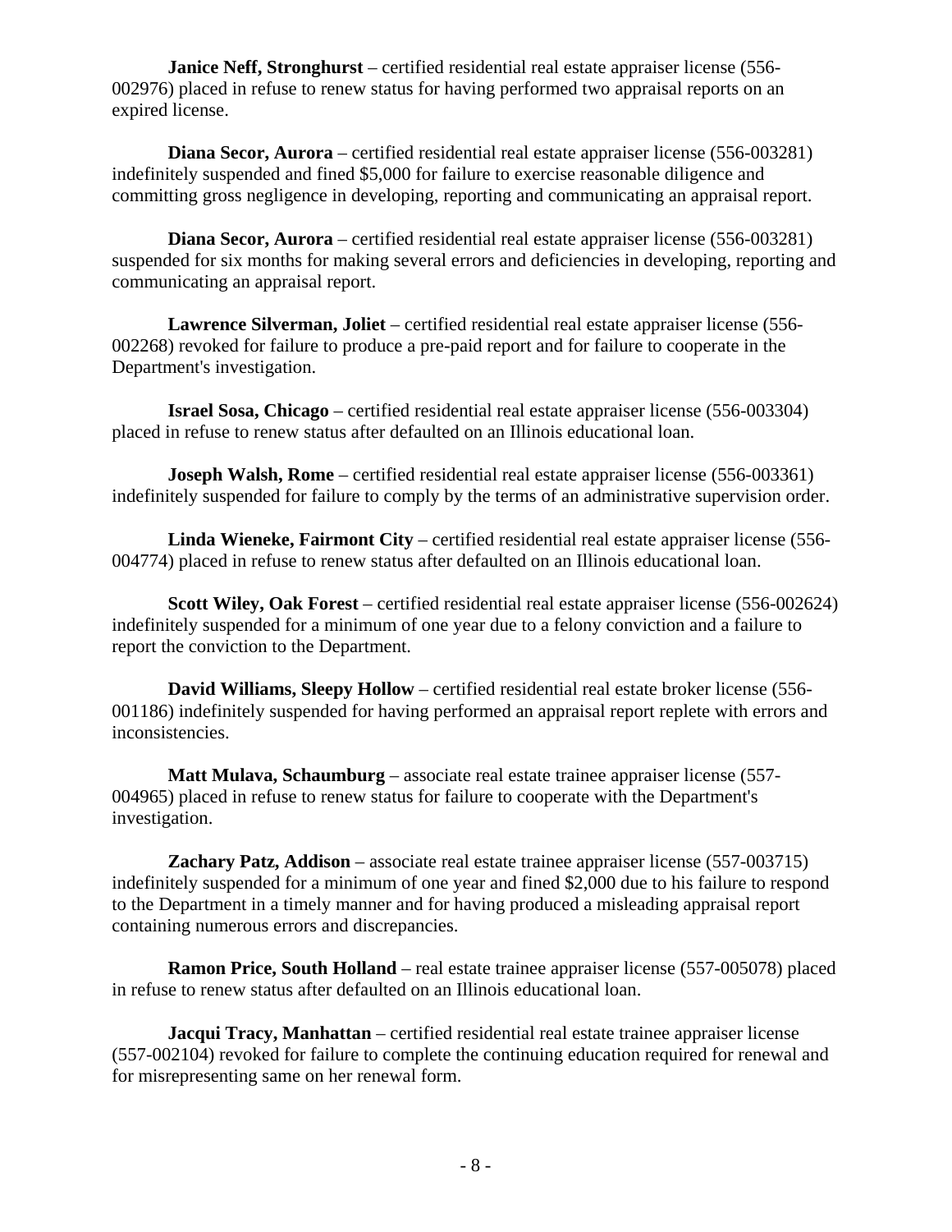**Janice Neff, Stronghurst** – certified residential real estate appraiser license (556-002976) placed in refuse to renew status for having performed two appraisal reports on an expired license.

**Diana Secor, Aurora** – certified residential real estate appraiser license (556-003281) indefinitely suspended and fined $5,000 for failure to exercise reasonable diligence and committing gross negligence in developing, reporting and communicating an appraisal report.

**Diana Secor, Aurora** – certified residential real estate appraiser license (556-003281) suspended for six months for making several errors and deficiencies in developing, reporting and communicating an appraisal report.

**Lawrence Silverman, Joliet** – certified residential real estate appraiser license (556-002268) revoked for failure to produce a pre-paid report and for failure to cooperate in the Department's investigation.

**Israel Sosa, Chicago** – certified residential real estate appraiser license (556-003304) placed in refuse to renew status after defaulted on an Illinois educational loan.

**Joseph Walsh, Rome** – certified residential real estate appraiser license (556-003361) indefinitely suspended for failure to comply by the terms of an administrative supervision order.

**Linda Wieneke, Fairmont City** – certified residential real estate appraiser license (556-004774) placed in refuse to renew status after defaulted on an Illinois educational loan.

**Scott Wiley, Oak Forest** – certified residential real estate appraiser license (556-002624) indefinitely suspended for a minimum of one year due to a felony conviction and a failure to report the conviction to the Department.

**David Williams, Sleepy Hollow** – certified residential real estate broker license (556-001186) indefinitely suspended for having performed an appraisal report replete with errors and inconsistencies.

**Matt Mulava, Schaumburg** – associate real estate trainee appraiser license (557-004965) placed in refuse to renew status for failure to cooperate with the Department's investigation.

**Zachary Patz, Addison** – associate real estate trainee appraiser license (557-003715) indefinitely suspended for a minimum of one year and fined $2,000 due to his failure to respond to the Department in a timely manner and for having produced a misleading appraisal report containing numerous errors and discrepancies.

**Ramon Price, South Holland** – real estate trainee appraiser license (557-005078) placed in refuse to renew status after defaulted on an Illinois educational loan.

**Jacqui Tracy, Manhattan** – certified residential real estate trainee appraiser license (557-002104) revoked for failure to complete the continuing education required for renewal and for misrepresenting same on her renewal form.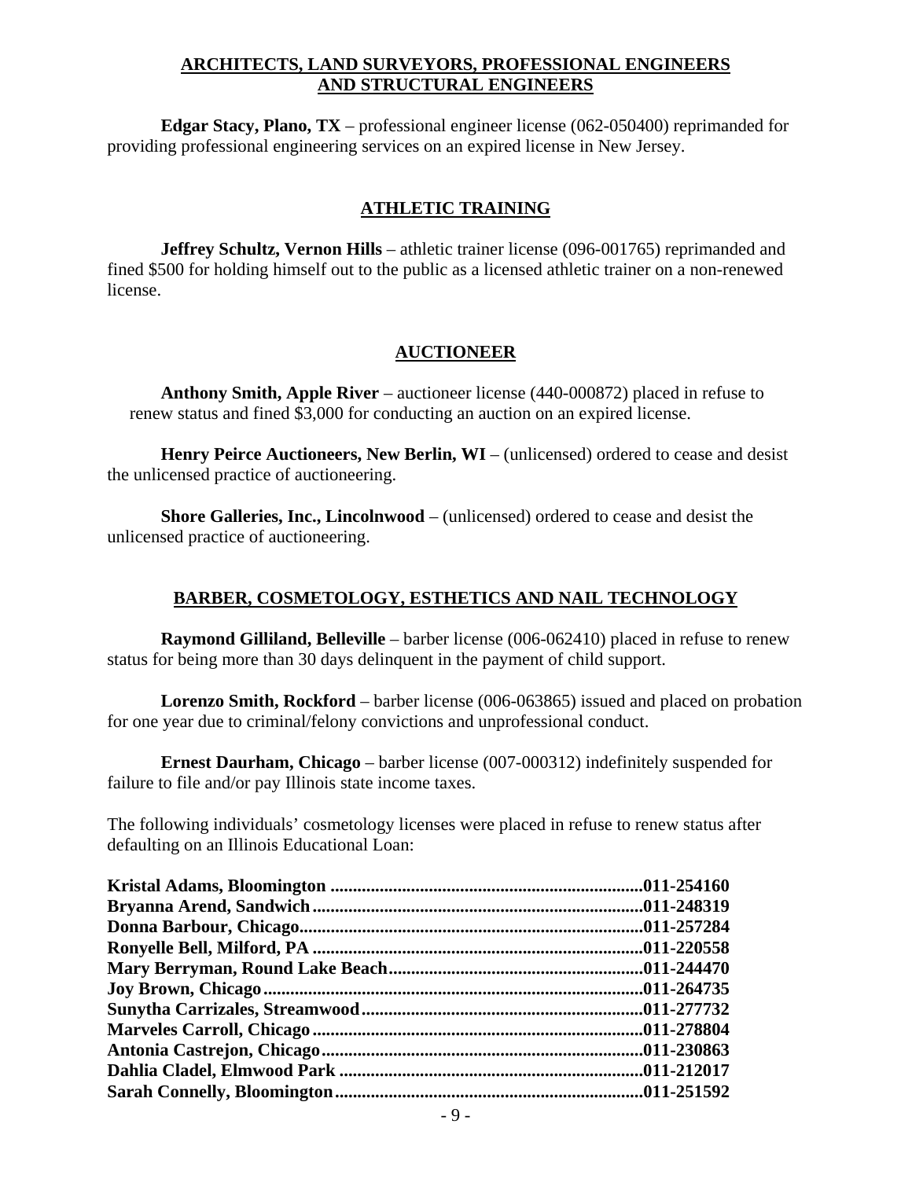## ARCHITECTS, LAND SURVEYORS, PROFESSIONAL ENGINEERS AND STRUCTURAL ENGINEERS

**Edgar Stacy, Plano, TX** – professional engineer license (062-050400) reprimanded for providing professional engineering services on an expired license in New Jersey.

## ATHLETIC TRAINING

**Jeffrey Schultz, Vernon Hills** – athletic trainer license (096-001765) reprimanded and fined $500 for holding himself out to the public as a licensed athletic trainer on a non-renewed license.

## AUCTIONEER

**Anthony Smith, Apple River** – auctioneer license (440-000872) placed in refuse to renew status and fined $3,000 for conducting an auction on an expired license.

**Henry Peirce Auctioneers, New Berlin, WI** – (unlicensed) ordered to cease and desist the unlicensed practice of auctioneering.

**Shore Galleries, Inc., Lincolnwood** – (unlicensed) ordered to cease and desist the unlicensed practice of auctioneering.

## BARBER, COSMETOLOGY, ESTHETICS AND NAIL TECHNOLOGY

**Raymond Gilliland, Belleville** – barber license (006-062410) placed in refuse to renew status for being more than 30 days delinquent in the payment of child support.

**Lorenzo Smith, Rockford** – barber license (006-063865) issued and placed on probation for one year due to criminal/felony convictions and unprofessional conduct.

**Ernest Daurham, Chicago** – barber license (007-000312) indefinitely suspended for failure to file and/or pay Illinois state income taxes.

The following individuals' cosmetology licenses were placed in refuse to renew status after defaulting on an Illinois Educational Loan:

**Kristal Adams, Bloomington ....................................................................011-254160**
**Bryanna Arend, Sandwich........................................................................011-248319**
**Donna Barbour, Chicago..........................................................................011-257284**
**Ronyelle Bell, Milford, PA .......................................................................011-220558**
**Mary Berryman, Round Lake Beach.......................................................011-244470**
**Joy Brown, Chicago..................................................................................011-264735**
**Sunytha Carrizales, Streamwood.............................................................011-277732**
**Marveles Carroll, Chicago........................................................................011-278804**
**Antonia Castrejon, Chicago......................................................................011-230863**
**Dahlia Cladel, Elmwood Park .................................................................011-212017**
**Sarah Connelly, Bloomington..................................................................011-251592**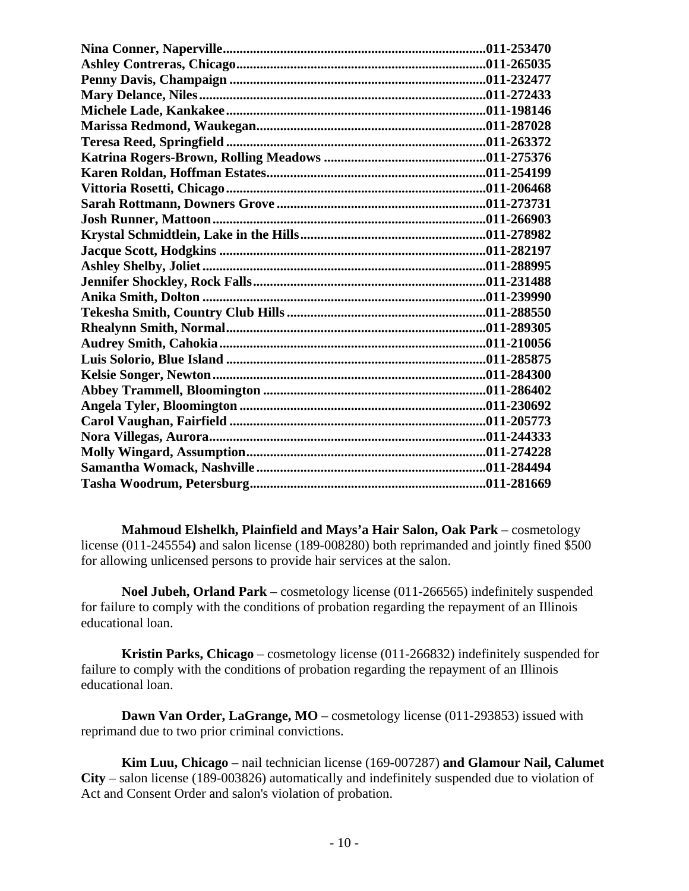**Nina Conner, Naperville..........................................................................011-253470**
**Ashley Contreras, Chicago.......................................................................011-265035**
**Penny Davis, Champaign ..........................................................................011-232477**
**Mary Delance, Niles.................................................................................011-272433**
**Michele Lade, Kankakee...........................................................................011-198146**
**Marissa Redmond, Waukegan..................................................................011-287028**
**Teresa Reed, Springfield ..........................................................................011-263372**
**Katrina Rogers-Brown, Rolling Meadows ...............................................011-275376**
**Karen Roldan, Hoffman Estates................................................................011-254199**
**Vittoria Rosetti, Chicago...........................................................................011-206468**
**Sarah Rottmann, Downers Grove .............................................................011-273731**
**Josh Runner, Mattoon...............................................................................011-266903**
**Krystal Schmidtlein, Lake in the Hills......................................................011-278982**
**Jacque Scott, Hodgkins .............................................................................011-282197**
**Ashley Shelby, Joliet.................................................................................011-288995**
**Jennifer Shockley, Rock Falls...................................................................011-231488**
**Anika Smith, Dolton ..................................................................................011-239990**
**Tekesha Smith, Country Club Hills ..........................................................011-288550**
**Rhealynn Smith, Normal............................................................................011-289305**
**Audrey Smith, Cahokia.............................................................................011-210056**
**Luis Solorio, Blue Island ...........................................................................011-285875**
**Kelsie Songer, Newton..............................................................................011-284300**
**Abbey Trammell, Bloomington ................................................................011-286402**
**Angela Tyler, Bloomington .......................................................................011-230692**
**Carol Vaughan, Fairfield ..........................................................................011-205773**
**Nora Villegas, Aurora................................................................................011-244333**
**Molly Wingard, Assumption.....................................................................011-274228**
**Samantha Womack, Nashville ..................................................................011-284494**
**Tasha Woodrum, Petersburg.....................................................................011-281669**

**Mahmoud Elshelkh, Plainfield and Mays'a Hair Salon, Oak Park** – cosmetology license (011-245554**)** and salon license (189-008280) both reprimanded and jointly fined $500 for allowing unlicensed persons to provide hair services at the salon.

**Noel Jubeh, Orland Park** – cosmetology license (011-266565) indefinitely suspended for failure to comply with the conditions of probation regarding the repayment of an Illinois educational loan.

**Kristin Parks, Chicago** – cosmetology license (011-266832) indefinitely suspended for failure to comply with the conditions of probation regarding the repayment of an Illinois educational loan.

**Dawn Van Order, LaGrange, MO** – cosmetology license (011-293853) issued with reprimand due to two prior criminal convictions.

**Kim Luu, Chicago** – nail technician license (169-007287) **and Glamour Nail, Calumet City** – salon license (189-003826) automatically and indefinitely suspended due to violation of Act and Consent Order and salon's violation of probation.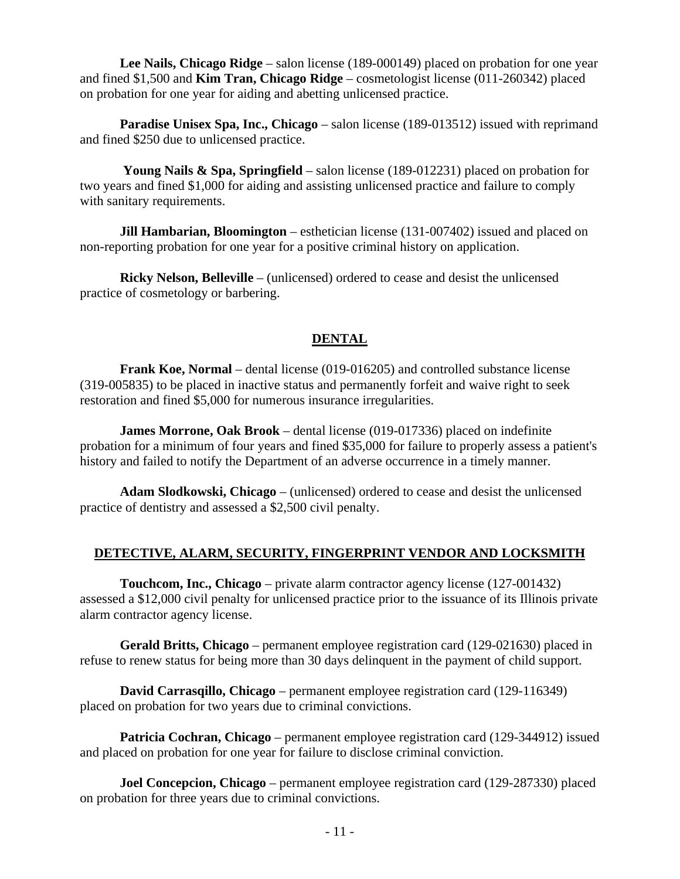**Lee Nails, Chicago Ridge** – salon license (189-000149) placed on probation for one year and fined $1,500 and **Kim Tran, Chicago Ridge** – cosmetologist license (011-260342) placed on probation for one year for aiding and abetting unlicensed practice.

**Paradise Unisex Spa, Inc., Chicago** – salon license (189-013512) issued with reprimand and fined $250 due to unlicensed practice.

**Young Nails & Spa, Springfield** – salon license (189-012231) placed on probation for two years and fined $1,000 for aiding and assisting unlicensed practice and failure to comply with sanitary requirements.

**Jill Hambarian, Bloomington** – esthetician license (131-007402) issued and placed on non-reporting probation for one year for a positive criminal history on application.

**Ricky Nelson, Belleville** – (unlicensed) ordered to cease and desist the unlicensed practice of cosmetology or barbering.

## DENTAL

**Frank Koe, Normal** – dental license (019-016205) and controlled substance license (319-005835) to be placed in inactive status and permanently forfeit and waive right to seek restoration and fined $5,000 for numerous insurance irregularities.

**James Morrone, Oak Brook** – dental license (019-017336) placed on indefinite probation for a minimum of four years and fined $35,000 for failure to properly assess a patient's history and failed to notify the Department of an adverse occurrence in a timely manner.

**Adam Slodkowski, Chicago** – (unlicensed) ordered to cease and desist the unlicensed practice of dentistry and assessed a $2,500 civil penalty.

## DETECTIVE, ALARM, SECURITY, FINGERPRINT VENDOR AND LOCKSMITH

**Touchcom, Inc., Chicago** – private alarm contractor agency license (127-001432) assessed a $12,000 civil penalty for unlicensed practice prior to the issuance of its Illinois private alarm contractor agency license.

**Gerald Britts, Chicago** – permanent employee registration card (129-021630) placed in refuse to renew status for being more than 30 days delinquent in the payment of child support.

**David Carrasqillo, Chicago** – permanent employee registration card (129-116349) placed on probation for two years due to criminal convictions.

**Patricia Cochran, Chicago** – permanent employee registration card (129-344912) issued and placed on probation for one year for failure to disclose criminal conviction.

**Joel Concepcion, Chicago** – permanent employee registration card (129-287330) placed on probation for three years due to criminal convictions.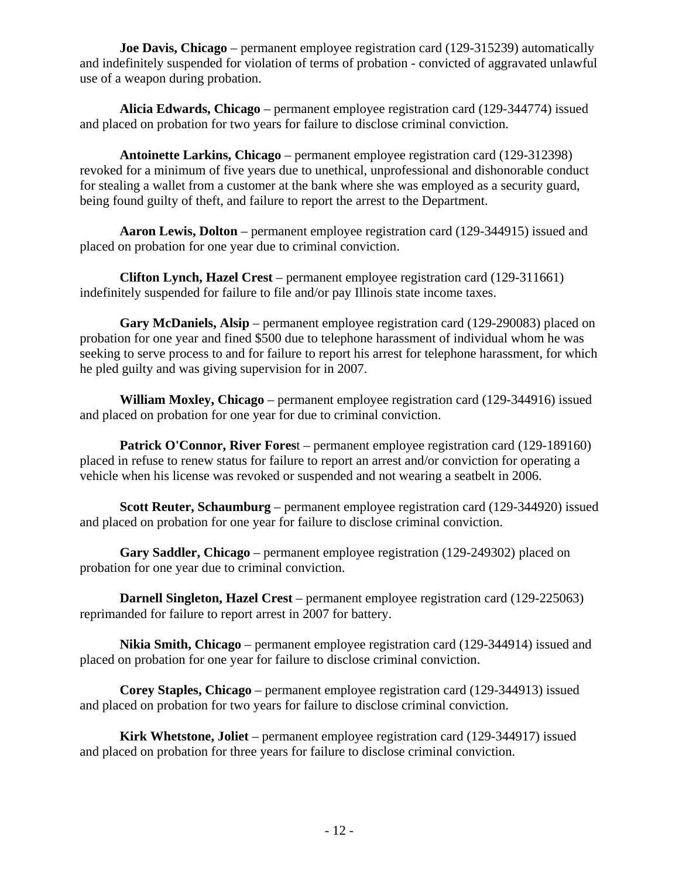**Joe Davis, Chicago** – permanent employee registration card (129-315239) automatically and indefinitely suspended for violation of terms of probation - convicted of aggravated unlawful use of a weapon during probation.

**Alicia Edwards, Chicago** – permanent employee registration card (129-344774) issued and placed on probation for two years for failure to disclose criminal conviction.

**Antoinette Larkins, Chicago** – permanent employee registration card (129-312398) revoked for a minimum of five years due to unethical, unprofessional and dishonorable conduct for stealing a wallet from a customer at the bank where she was employed as a security guard, being found guilty of theft, and failure to report the arrest to the Department.

**Aaron Lewis, Dolton** – permanent employee registration card (129-344915) issued and placed on probation for one year due to criminal conviction.

**Clifton Lynch, Hazel Crest** – permanent employee registration card (129-311661) indefinitely suspended for failure to file and/or pay Illinois state income taxes.

**Gary McDaniels, Alsip** – permanent employee registration card (129-290083) placed on probation for one year and fined $500 due to telephone harassment of individual whom he was seeking to serve process to and for failure to report his arrest for telephone harassment, for which he pled guilty and was giving supervision for in 2007.

**William Moxley, Chicago** – permanent employee registration card (129-344916) issued and placed on probation for one year for due to criminal conviction.

**Patrick O'Connor, River Fores**t – permanent employee registration card (129-189160) placed in refuse to renew status for failure to report an arrest and/or conviction for operating a vehicle when his license was revoked or suspended and not wearing a seatbelt in 2006.

**Scott Reuter, Schaumburg** – permanent employee registration card (129-344920) issued and placed on probation for one year for failure to disclose criminal conviction.

**Gary Saddler, Chicago** – permanent employee registration (129-249302) placed on probation for one year due to criminal conviction.

**Darnell Singleton, Hazel Crest** – permanent employee registration card (129-225063) reprimanded for failure to report arrest in 2007 for battery.

**Nikia Smith, Chicago** – permanent employee registration card (129-344914) issued and placed on probation for one year for failure to disclose criminal conviction.

**Corey Staples, Chicago** – permanent employee registration card (129-344913) issued and placed on probation for two years for failure to disclose criminal conviction.

**Kirk Whetstone, Joliet** – permanent employee registration card (129-344917) issued and placed on probation for three years for failure to disclose criminal conviction.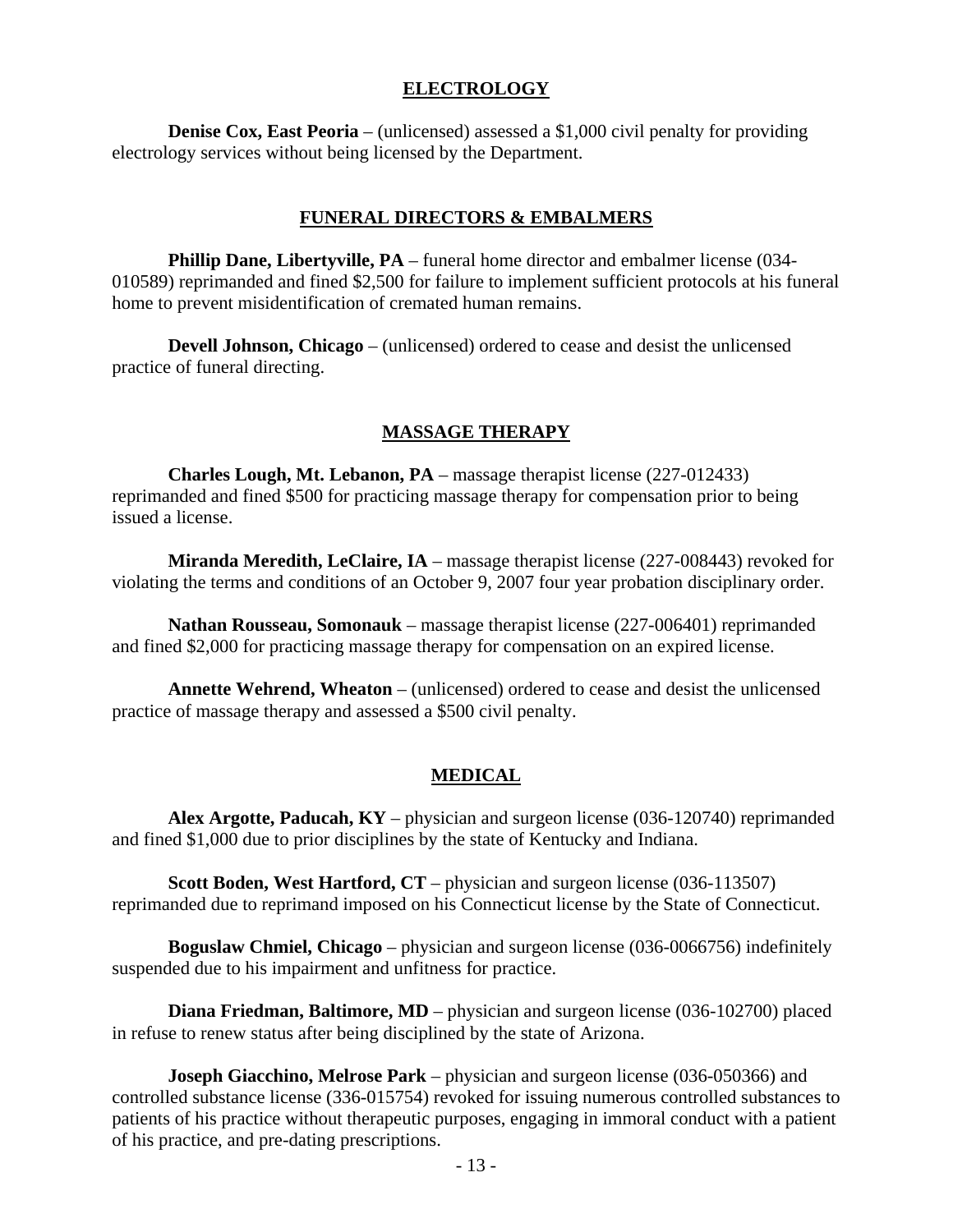## ELECTROLOGY

**Denise Cox, East Peoria** – (unlicensed) assessed a $1,000 civil penalty for providing electrology services without being licensed by the Department.

## FUNERAL DIRECTORS & EMBALMERS

**Phillip Dane, Libertyville, PA** – funeral home director and embalmer license (034-010589) reprimanded and fined $2,500 for failure to implement sufficient protocols at his funeral home to prevent misidentification of cremated human remains.

**Devell Johnson, Chicago** – (unlicensed) ordered to cease and desist the unlicensed practice of funeral directing.

## MASSAGE THERAPY

**Charles Lough, Mt. Lebanon, PA** – massage therapist license (227-012433) reprimanded and fined $500 for practicing massage therapy for compensation prior to being issued a license.

**Miranda Meredith, LeClaire, IA** – massage therapist license (227-008443) revoked for violating the terms and conditions of an October 9, 2007 four year probation disciplinary order.

**Nathan Rousseau, Somonauk** – massage therapist license (227-006401) reprimanded and fined $2,000 for practicing massage therapy for compensation on an expired license.

**Annette Wehrend, Wheaton** – (unlicensed) ordered to cease and desist the unlicensed practice of massage therapy and assessed a $500 civil penalty.

## MEDICAL

**Alex Argotte, Paducah, KY** – physician and surgeon license (036-120740) reprimanded and fined $1,000 due to prior disciplines by the state of Kentucky and Indiana.

**Scott Boden, West Hartford, CT** – physician and surgeon license (036-113507) reprimanded due to reprimand imposed on his Connecticut license by the State of Connecticut.

**Boguslaw Chmiel, Chicago** – physician and surgeon license (036-0066756) indefinitely suspended due to his impairment and unfitness for practice.

**Diana Friedman, Baltimore, MD** – physician and surgeon license (036-102700) placed in refuse to renew status after being disciplined by the state of Arizona.

**Joseph Giacchino, Melrose Park** – physician and surgeon license (036-050366) and controlled substance license (336-015754) revoked for issuing numerous controlled substances to patients of his practice without therapeutic purposes, engaging in immoral conduct with a patient of his practice, and pre-dating prescriptions.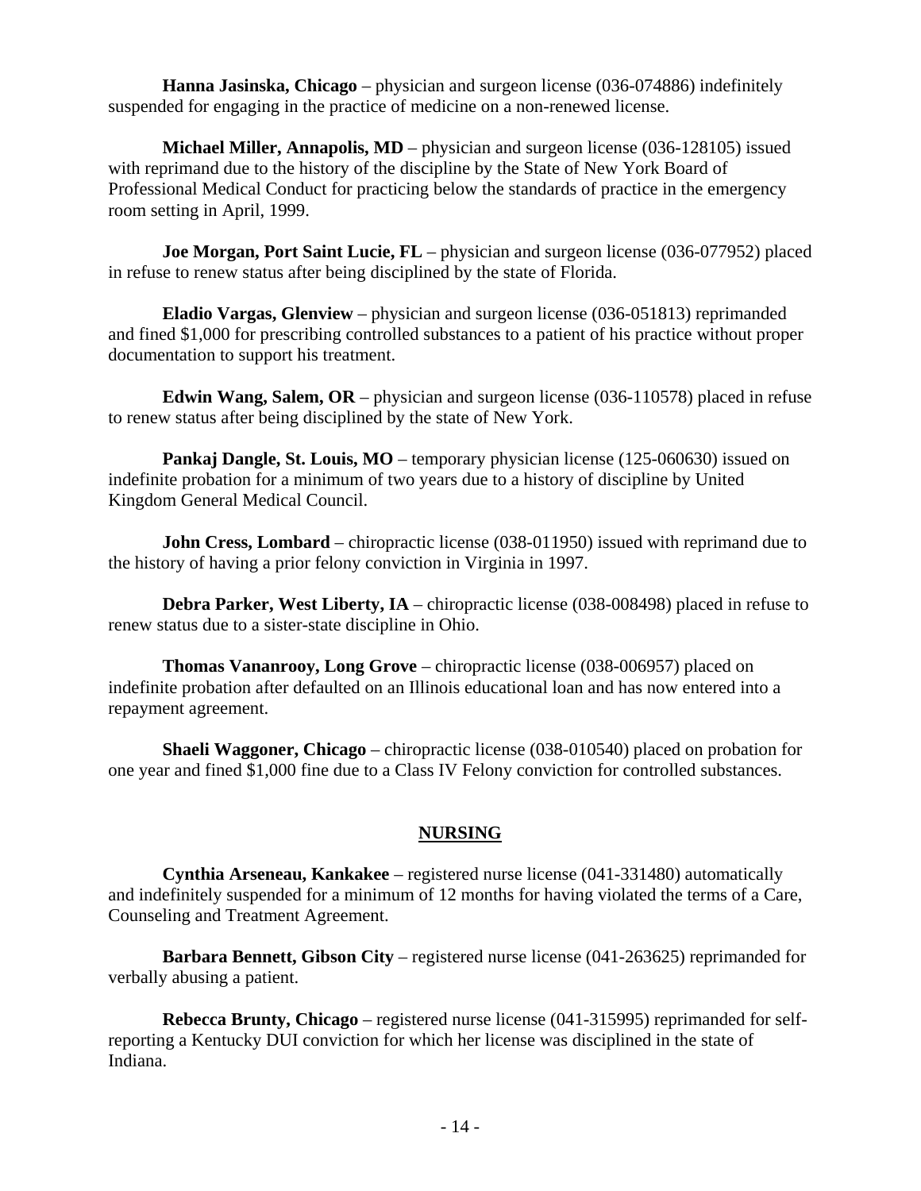**Hanna Jasinska, Chicago** – physician and surgeon license (036-074886) indefinitely suspended for engaging in the practice of medicine on a non-renewed license.

**Michael Miller, Annapolis, MD** – physician and surgeon license (036-128105) issued with reprimand due to the history of the discipline by the State of New York Board of Professional Medical Conduct for practicing below the standards of practice in the emergency room setting in April, 1999.

**Joe Morgan, Port Saint Lucie, FL** – physician and surgeon license (036-077952) placed in refuse to renew status after being disciplined by the state of Florida.

**Eladio Vargas, Glenview** – physician and surgeon license (036-051813) reprimanded and fined $1,000 for prescribing controlled substances to a patient of his practice without proper documentation to support his treatment.

**Edwin Wang, Salem, OR** – physician and surgeon license (036-110578) placed in refuse to renew status after being disciplined by the state of New York.

**Pankaj Dangle, St. Louis, MO** – temporary physician license (125-060630) issued on indefinite probation for a minimum of two years due to a history of discipline by United Kingdom General Medical Council.

**John Cress, Lombard** – chiropractic license (038-011950) issued with reprimand due to the history of having a prior felony conviction in Virginia in 1997.

**Debra Parker, West Liberty, IA** – chiropractic license (038-008498) placed in refuse to renew status due to a sister-state discipline in Ohio.

**Thomas Vananrooy, Long Grove** – chiropractic license (038-006957) placed on indefinite probation after defaulted on an Illinois educational loan and has now entered into a repayment agreement.

**Shaeli Waggoner, Chicago** – chiropractic license (038-010540) placed on probation for one year and fined $1,000 fine due to a Class IV Felony conviction for controlled substances.

## NURSING

**Cynthia Arseneau, Kankakee** – registered nurse license (041-331480) automatically and indefinitely suspended for a minimum of 12 months for having violated the terms of a Care, Counseling and Treatment Agreement.

**Barbara Bennett, Gibson City** – registered nurse license (041-263625) reprimanded for verbally abusing a patient.

**Rebecca Brunty, Chicago** – registered nurse license (041-315995) reprimanded for self-reporting a Kentucky DUI conviction for which her license was disciplined in the state of Indiana.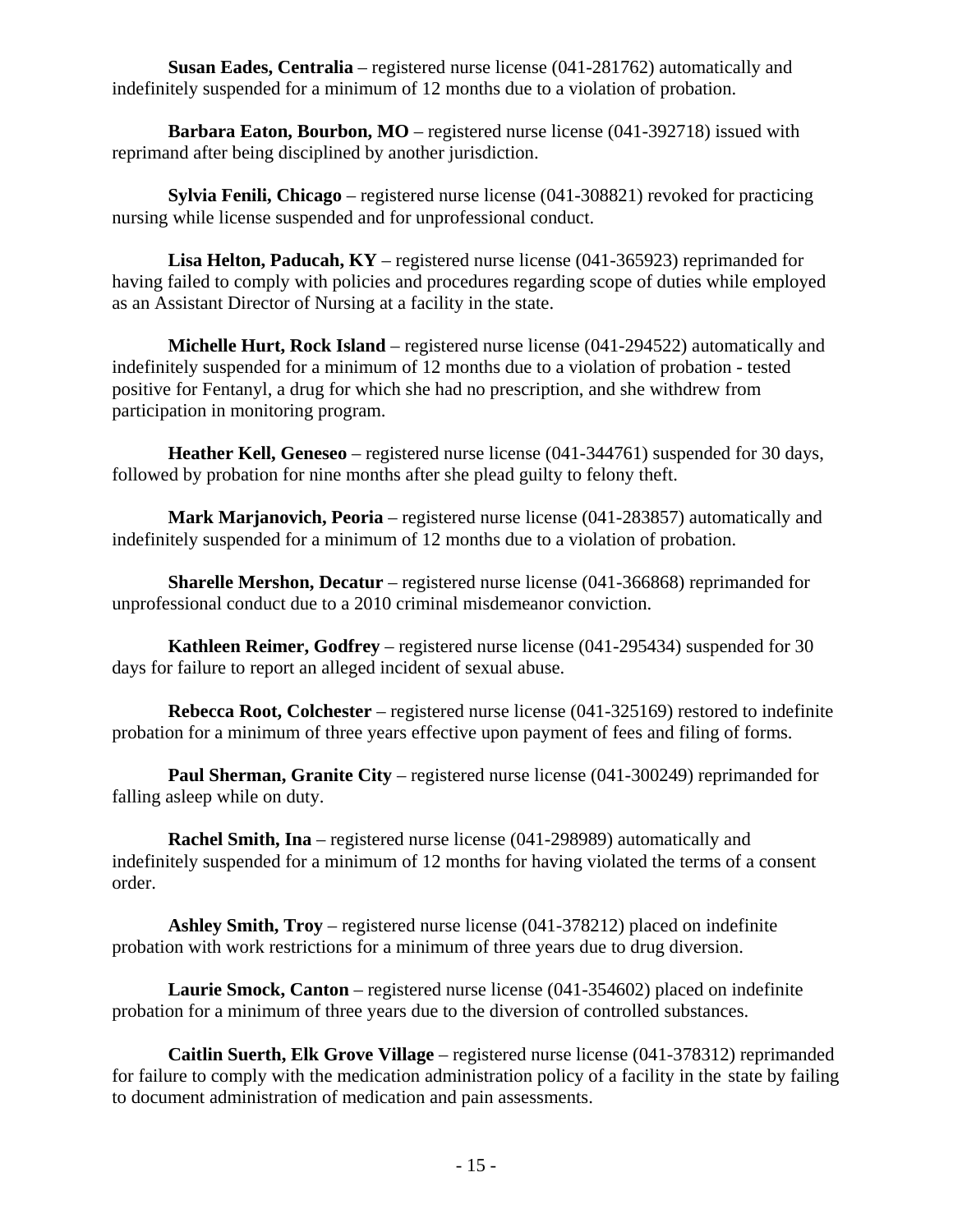**Susan Eades, Centralia** – registered nurse license (041-281762) automatically and indefinitely suspended for a minimum of 12 months due to a violation of probation.

**Barbara Eaton, Bourbon, MO** – registered nurse license (041-392718) issued with reprimand after being disciplined by another jurisdiction.

**Sylvia Fenili, Chicago** – registered nurse license (041-308821) revoked for practicing nursing while license suspended and for unprofessional conduct.

**Lisa Helton, Paducah, KY** – registered nurse license (041-365923) reprimanded for having failed to comply with policies and procedures regarding scope of duties while employed as an Assistant Director of Nursing at a facility in the state.

**Michelle Hurt, Rock Island** – registered nurse license (041-294522) automatically and indefinitely suspended for a minimum of 12 months due to a violation of probation - tested positive for Fentanyl, a drug for which she had no prescription, and she withdrew from participation in monitoring program.

**Heather Kell, Geneseo** – registered nurse license (041-344761) suspended for 30 days, followed by probation for nine months after she plead guilty to felony theft.

**Mark Marjanovich, Peoria** – registered nurse license (041-283857) automatically and indefinitely suspended for a minimum of 12 months due to a violation of probation.

**Sharelle Mershon, Decatur** – registered nurse license (041-366868) reprimanded for unprofessional conduct due to a 2010 criminal misdemeanor conviction.

**Kathleen Reimer, Godfrey** – registered nurse license (041-295434) suspended for 30 days for failure to report an alleged incident of sexual abuse.

**Rebecca Root, Colchester** – registered nurse license (041-325169) restored to indefinite probation for a minimum of three years effective upon payment of fees and filing of forms.

**Paul Sherman, Granite City** – registered nurse license (041-300249) reprimanded for falling asleep while on duty.

**Rachel Smith, Ina** – registered nurse license (041-298989) automatically and indefinitely suspended for a minimum of 12 months for having violated the terms of a consent order.

**Ashley Smith, Troy** – registered nurse license (041-378212) placed on indefinite probation with work restrictions for a minimum of three years due to drug diversion.

**Laurie Smock, Canton** – registered nurse license (041-354602) placed on indefinite probation for a minimum of three years due to the diversion of controlled substances.

**Caitlin Suerth, Elk Grove Village** – registered nurse license (041-378312) reprimanded for failure to comply with the medication administration policy of a facility in the state by failing to document administration of medication and pain assessments.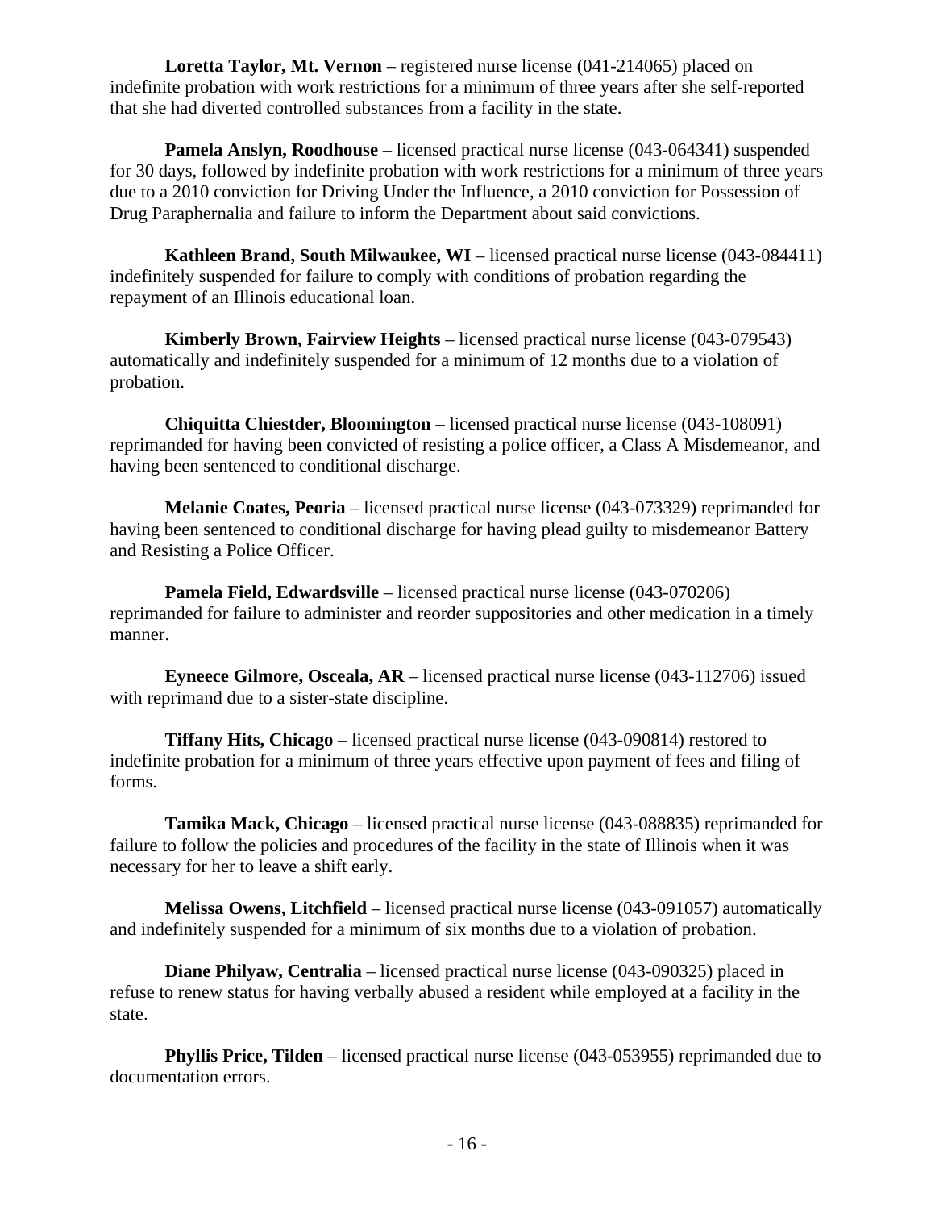**Loretta Taylor, Mt. Vernon** – registered nurse license (041-214065) placed on indefinite probation with work restrictions for a minimum of three years after she self-reported that she had diverted controlled substances from a facility in the state.

**Pamela Anslyn, Roodhouse** – licensed practical nurse license (043-064341) suspended for 30 days, followed by indefinite probation with work restrictions for a minimum of three years due to a 2010 conviction for Driving Under the Influence, a 2010 conviction for Possession of Drug Paraphernalia and failure to inform the Department about said convictions.

**Kathleen Brand, South Milwaukee, WI** – licensed practical nurse license (043-084411) indefinitely suspended for failure to comply with conditions of probation regarding the repayment of an Illinois educational loan.

**Kimberly Brown, Fairview Heights** – licensed practical nurse license (043-079543) automatically and indefinitely suspended for a minimum of 12 months due to a violation of probation.

**Chiquitta Chiestder, Bloomington** – licensed practical nurse license (043-108091) reprimanded for having been convicted of resisting a police officer, a Class A Misdemeanor, and having been sentenced to conditional discharge.

**Melanie Coates, Peoria** – licensed practical nurse license (043-073329) reprimanded for having been sentenced to conditional discharge for having plead guilty to misdemeanor Battery and Resisting a Police Officer.

**Pamela Field, Edwardsville** – licensed practical nurse license (043-070206) reprimanded for failure to administer and reorder suppositories and other medication in a timely manner.

**Eyneece Gilmore, Osceala, AR** – licensed practical nurse license (043-112706) issued with reprimand due to a sister-state discipline.

**Tiffany Hits, Chicago** – licensed practical nurse license (043-090814) restored to indefinite probation for a minimum of three years effective upon payment of fees and filing of forms.

**Tamika Mack, Chicago** – licensed practical nurse license (043-088835) reprimanded for failure to follow the policies and procedures of the facility in the state of Illinois when it was necessary for her to leave a shift early.

**Melissa Owens, Litchfield** – licensed practical nurse license (043-091057) automatically and indefinitely suspended for a minimum of six months due to a violation of probation.

**Diane Philyaw, Centralia** – licensed practical nurse license (043-090325) placed in refuse to renew status for having verbally abused a resident while employed at a facility in the state.

**Phyllis Price, Tilden** – licensed practical nurse license (043-053955) reprimanded due to documentation errors.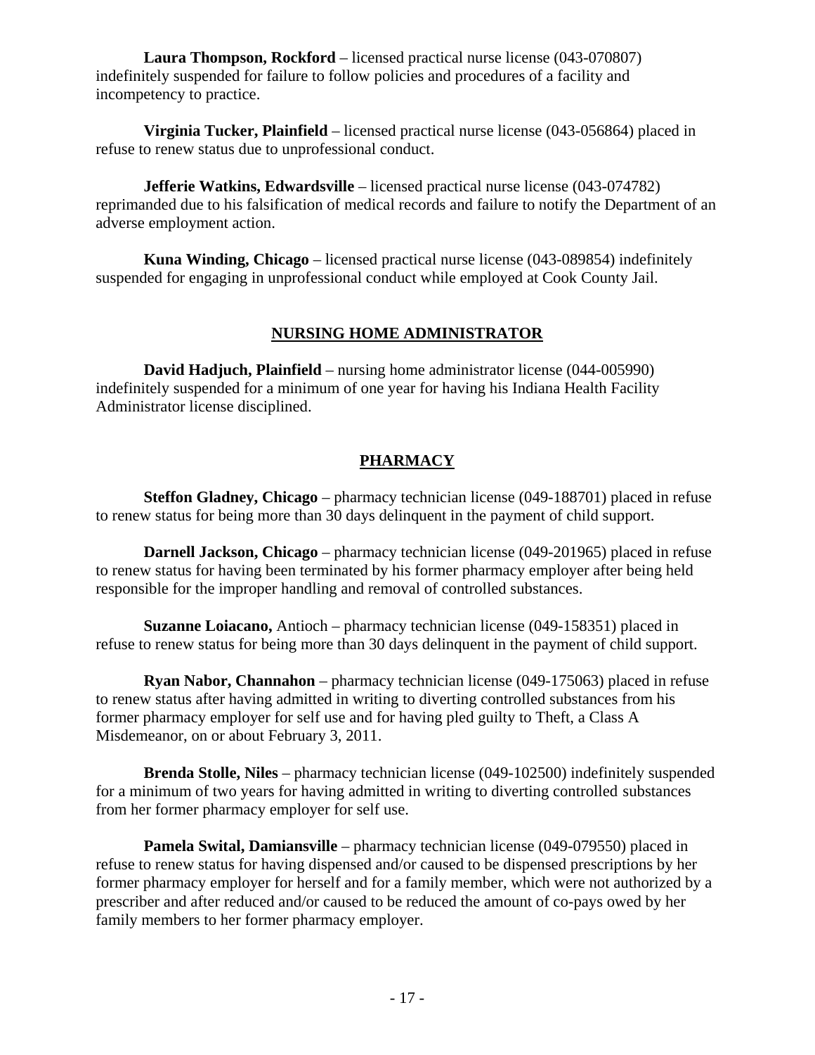**Laura Thompson, Rockford** – licensed practical nurse license (043-070807) indefinitely suspended for failure to follow policies and procedures of a facility and incompetency to practice.

**Virginia Tucker, Plainfield** – licensed practical nurse license (043-056864) placed in refuse to renew status due to unprofessional conduct.

**Jefferie Watkins, Edwardsville** – licensed practical nurse license (043-074782) reprimanded due to his falsification of medical records and failure to notify the Department of an adverse employment action.

**Kuna Winding, Chicago** – licensed practical nurse license (043-089854) indefinitely suspended for engaging in unprofessional conduct while employed at Cook County Jail.

## NURSING HOME ADMINISTRATOR

**David Hadjuch, Plainfield** – nursing home administrator license (044-005990) indefinitely suspended for a minimum of one year for having his Indiana Health Facility Administrator license disciplined.

## PHARMACY

**Steffon Gladney, Chicago** – pharmacy technician license (049-188701) placed in refuse to renew status for being more than 30 days delinquent in the payment of child support.

**Darnell Jackson, Chicago** – pharmacy technician license (049-201965) placed in refuse to renew status for having been terminated by his former pharmacy employer after being held responsible for the improper handling and removal of controlled substances.

**Suzanne Loiacano,** Antioch – pharmacy technician license (049-158351) placed in refuse to renew status for being more than 30 days delinquent in the payment of child support.

**Ryan Nabor, Channahon** – pharmacy technician license (049-175063) placed in refuse to renew status after having admitted in writing to diverting controlled substances from his former pharmacy employer for self use and for having pled guilty to Theft, a Class A Misdemeanor, on or about February 3, 2011.

**Brenda Stolle, Niles** – pharmacy technician license (049-102500) indefinitely suspended for a minimum of two years for having admitted in writing to diverting controlled substances from her former pharmacy employer for self use.

**Pamela Swital, Damiansville** – pharmacy technician license (049-079550) placed in refuse to renew status for having dispensed and/or caused to be dispensed prescriptions by her former pharmacy employer for herself and for a family member, which were not authorized by a prescriber and after reduced and/or caused to be reduced the amount of co-pays owed by her family members to her former pharmacy employer.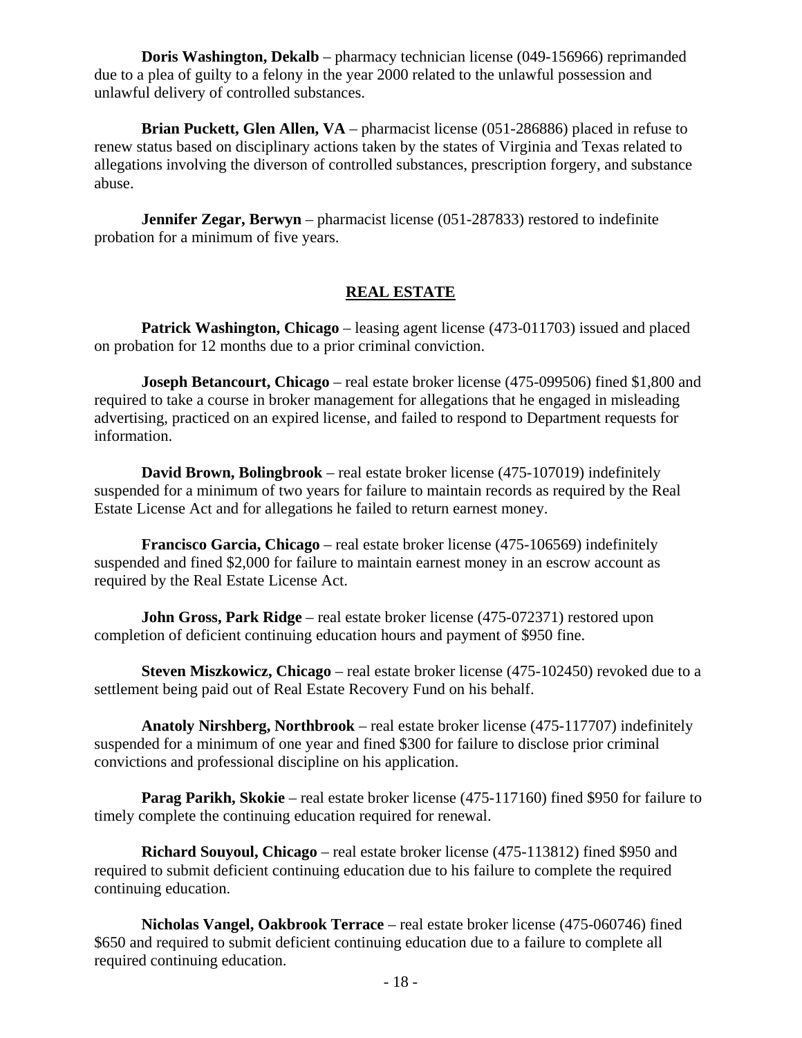**Doris Washington, Dekalb** – pharmacy technician license (049-156966) reprimanded due to a plea of guilty to a felony in the year 2000 related to the unlawful possession and unlawful delivery of controlled substances.

**Brian Puckett, Glen Allen, VA** – pharmacist license (051-286886) placed in refuse to renew status based on disciplinary actions taken by the states of Virginia and Texas related to allegations involving the diverson of controlled substances, prescription forgery, and substance abuse.

**Jennifer Zegar, Berwyn** – pharmacist license (051-287833) restored to indefinite probation for a minimum of five years.

## REAL ESTATE

**Patrick Washington, Chicago** – leasing agent license (473-011703) issued and placed on probation for 12 months due to a prior criminal conviction.

**Joseph Betancourt, Chicago** – real estate broker license (475-099506) fined $1,800 and required to take a course in broker management for allegations that he engaged in misleading advertising, practiced on an expired license, and failed to respond to Department requests for information.

**David Brown, Bolingbrook** – real estate broker license (475-107019) indefinitely suspended for a minimum of two years for failure to maintain records as required by the Real Estate License Act and for allegations he failed to return earnest money.

**Francisco Garcia, Chicago** – real estate broker license (475-106569) indefinitely suspended and fined $2,000 for failure to maintain earnest money in an escrow account as required by the Real Estate License Act.

**John Gross, Park Ridge** – real estate broker license (475-072371) restored upon completion of deficient continuing education hours and payment of $950 fine.

**Steven Miszkowicz, Chicago** – real estate broker license (475-102450) revoked due to a settlement being paid out of Real Estate Recovery Fund on his behalf.

**Anatoly Nirshberg, Northbrook** – real estate broker license (475-117707) indefinitely suspended for a minimum of one year and fined $300 for failure to disclose prior criminal convictions and professional discipline on his application.

**Parag Parikh, Skokie** – real estate broker license (475-117160) fined $950 for failure to timely complete the continuing education required for renewal.

**Richard Souyoul, Chicago** – real estate broker license (475-113812) fined $950 and required to submit deficient continuing education due to his failure to complete the required continuing education.

**Nicholas Vangel, Oakbrook Terrace** – real estate broker license (475-060746) fined $650 and required to submit deficient continuing education due to a failure to complete all required continuing education.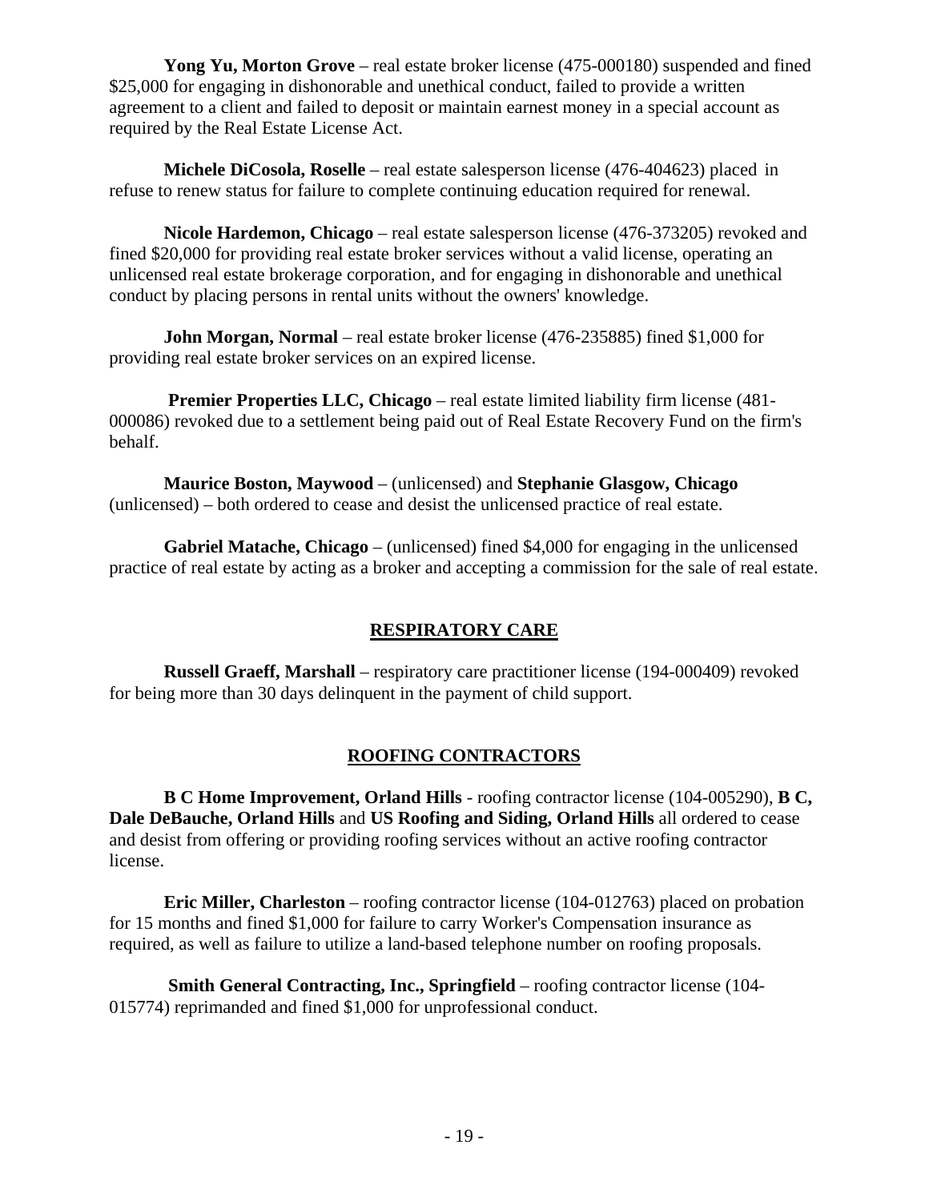**Yong Yu, Morton Grove** – real estate broker license (475-000180) suspended and fined $25,000 for engaging in dishonorable and unethical conduct, failed to provide a written agreement to a client and failed to deposit or maintain earnest money in a special account as required by the Real Estate License Act.

**Michele DiCosola, Roselle** – real estate salesperson license (476-404623) placed in refuse to renew status for failure to complete continuing education required for renewal.

**Nicole Hardemon, Chicago** – real estate salesperson license (476-373205) revoked and fined $20,000 for providing real estate broker services without a valid license, operating an unlicensed real estate brokerage corporation, and for engaging in dishonorable and unethical conduct by placing persons in rental units without the owners' knowledge.

**John Morgan, Normal** – real estate broker license (476-235885) fined $1,000 for providing real estate broker services on an expired license.

**Premier Properties LLC, Chicago** – real estate limited liability firm license (481-000086) revoked due to a settlement being paid out of Real Estate Recovery Fund on the firm's behalf.

**Maurice Boston, Maywood** – (unlicensed) and **Stephanie Glasgow, Chicago** (unlicensed) – both ordered to cease and desist the unlicensed practice of real estate.

**Gabriel Matache, Chicago** – (unlicensed) fined $4,000 for engaging in the unlicensed practice of real estate by acting as a broker and accepting a commission for the sale of real estate.

## RESPIRATORY CARE

**Russell Graeff, Marshall** – respiratory care practitioner license (194-000409) revoked for being more than 30 days delinquent in the payment of child support.

## ROOFING CONTRACTORS

**B C Home Improvement, Orland Hills** - roofing contractor license (104-005290), **B C, Dale DeBauche, Orland Hills** and **US Roofing and Siding, Orland Hills** all ordered to cease and desist from offering or providing roofing services without an active roofing contractor license.

**Eric Miller, Charleston** – roofing contractor license (104-012763) placed on probation for 15 months and fined $1,000 for failure to carry Worker's Compensation insurance as required, as well as failure to utilize a land-based telephone number on roofing proposals.

**Smith General Contracting, Inc., Springfield** – roofing contractor license (104-015774) reprimanded and fined $1,000 for unprofessional conduct.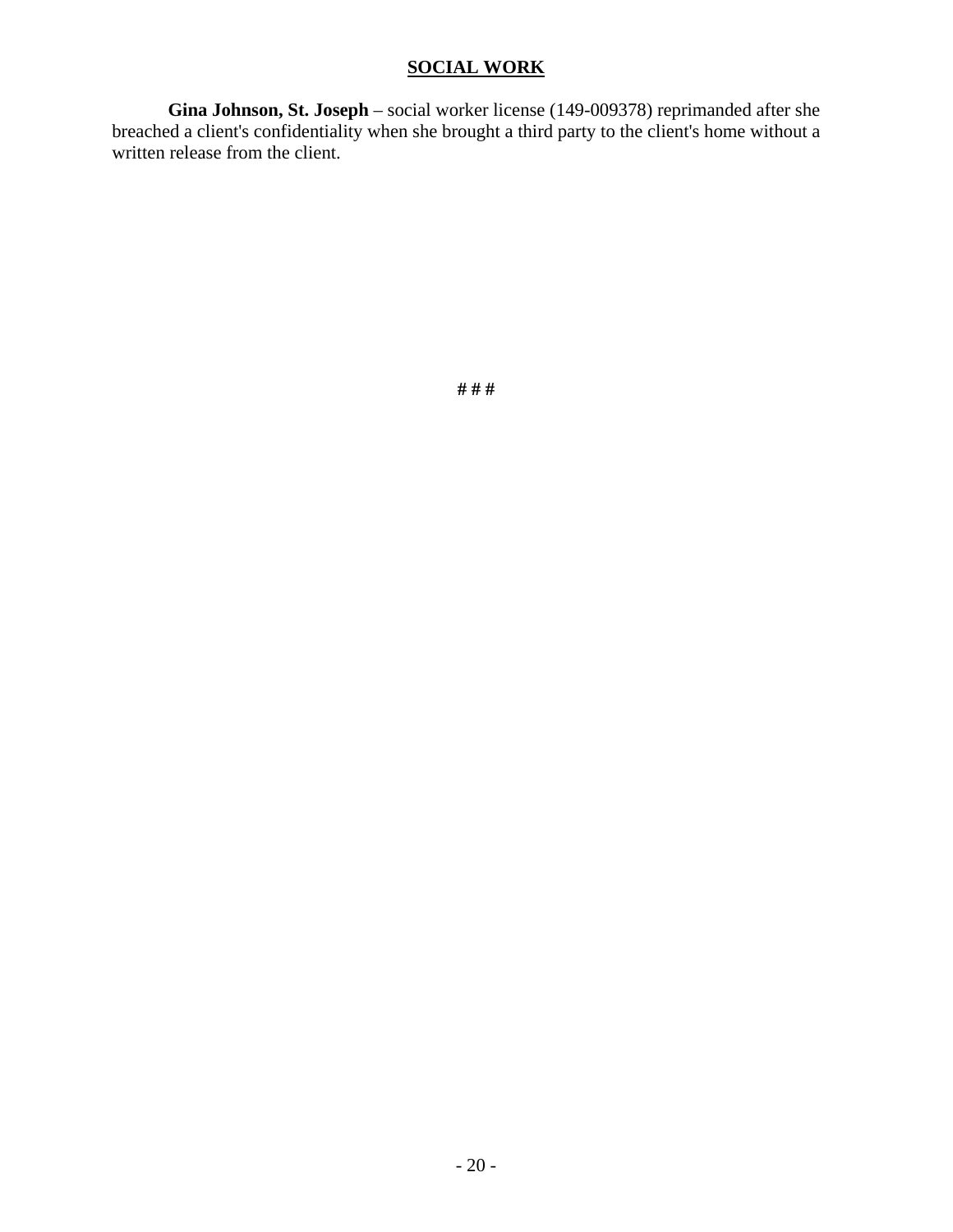## SOCIAL WORK

**Gina Johnson, St. Joseph** – social worker license (149-009378) reprimanded after she breached a client's confidentiality when she brought a third party to the client's home without a written release from the client.

# # #